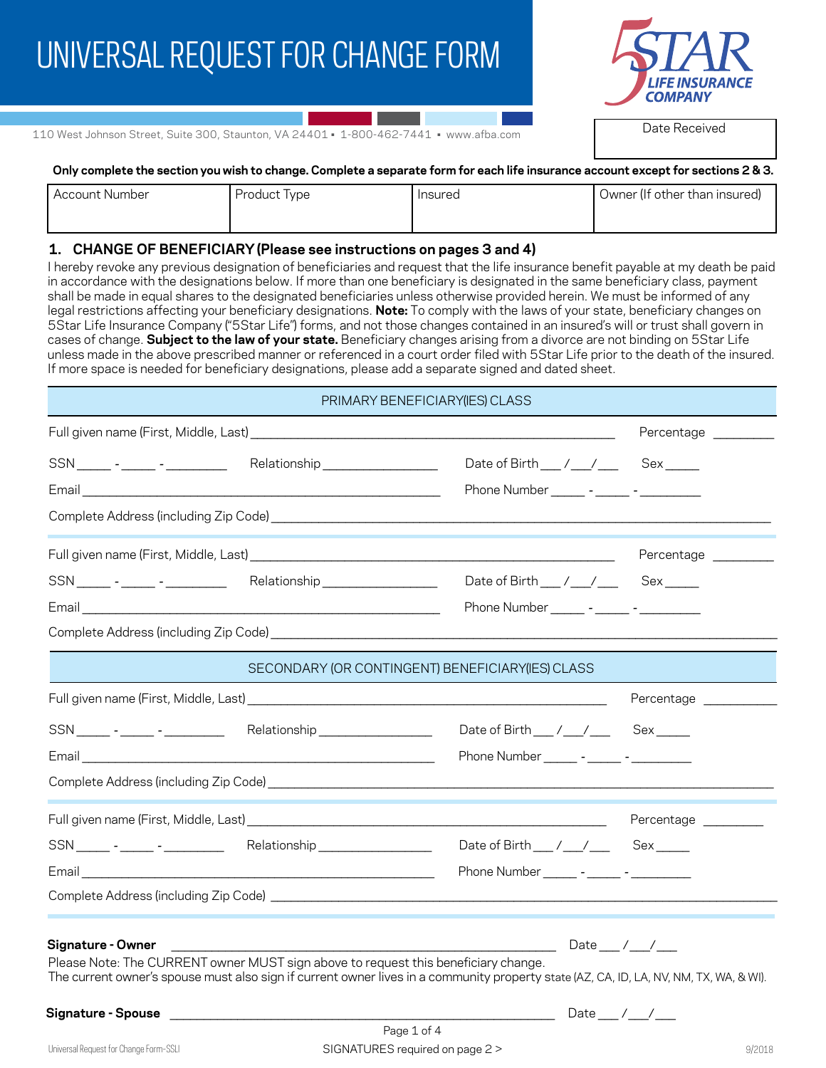# UNIVERSAL REQUEST FOR CHANGE FORM

5STAR LIFE INSURANCE COMPANY

110 West Johnson Street, Suite 300, Staunton, VA 24401 ▪ 1-800-462-7441 ▪ www.afba.com

| Date Received |
|---|
| |

**Only complete the section you wish to change. Complete a separate form for each life insurance account except for sections 2 & 3.**

| Account Number | Product Type | Insured | Owner (If other than insured) |
|---|---|---|---|
| | | | |

## 1. CHANGE OF BENEFICIARY (Please see instructions on pages 3 and 4)

I hereby revoke any previous designation of beneficiaries and request that the life insurance benefit payable at my death be paid in accordance with the designations below. If more than one beneficiary is designated in the same beneficiary class, payment shall be made in equal shares to the designated beneficiaries unless otherwise provided herein. We must be informed of any legal restrictions affecting your beneficiary designations. **Note:** To comply with the laws of your state, beneficiary changes on 5Star Life Insurance Company ("5Star Life") forms, and not those changes contained in an insured's will or trust shall govern in cases of change. **Subject to the law of your state.** Beneficiary changes arising from a divorce are not binding on 5Star Life unless made in the above prescribed manner or referenced in a court order filed with 5Star Life prior to the death of the insured. If more space is needed for beneficiary designations, please add a separate signed and dated sheet.

### PRIMARY BENEFICIARY(IES) CLASS

Full given name (First, Middle, Last) ______________________________ Percentage ________

SSN _____ - _____ - _________ Relationship ________________ Date of Birth ___ /___/___ Sex _____

Email ______________________________ Phone Number _____ - _____ - _________

Complete Address (including Zip Code) ______________________________

Full given name (First, Middle, Last) ______________________________ Percentage ________

SSN _____ - _____ - _________ Relationship ________________ Date of Birth ___ /___/___ Sex _____

Email ______________________________ Phone Number _____ - _____ - _________

Complete Address (including Zip Code) ______________________________

### SECONDARY (OR CONTINGENT) BENEFICIARY(IES) CLASS

Full given name (First, Middle, Last) ______________________________ Percentage ________

SSN _____ - _____ - _________ Relationship ________________ Date of Birth ___ /___/___ Sex _____

Email ______________________________ Phone Number _____ - _____ - _________

Complete Address (including Zip Code) ______________________________

Full given name (First, Middle, Last) ______________________________ Percentage ________

SSN _____ - _____ - _________ Relationship ________________ Date of Birth ___ /___/___ Sex _____

Email ______________________________ Phone Number _____ - _____ - _________

Complete Address (including Zip Code) ______________________________

**Signature - Owner** ______________________________ Date ___ /___/___

Please Note: The CURRENT owner MUST sign above to request this beneficiary change.
The current owner's spouse must also sign if current owner lives in a community property state (AZ, CA, ID, LA, NV, NM, TX, WA, & WI).

**Signature - Spouse** ______________________________ Date ___ /___/___

SIGNATURES required on page 2 >

Universal Request for Change Form-SSLI 9/2018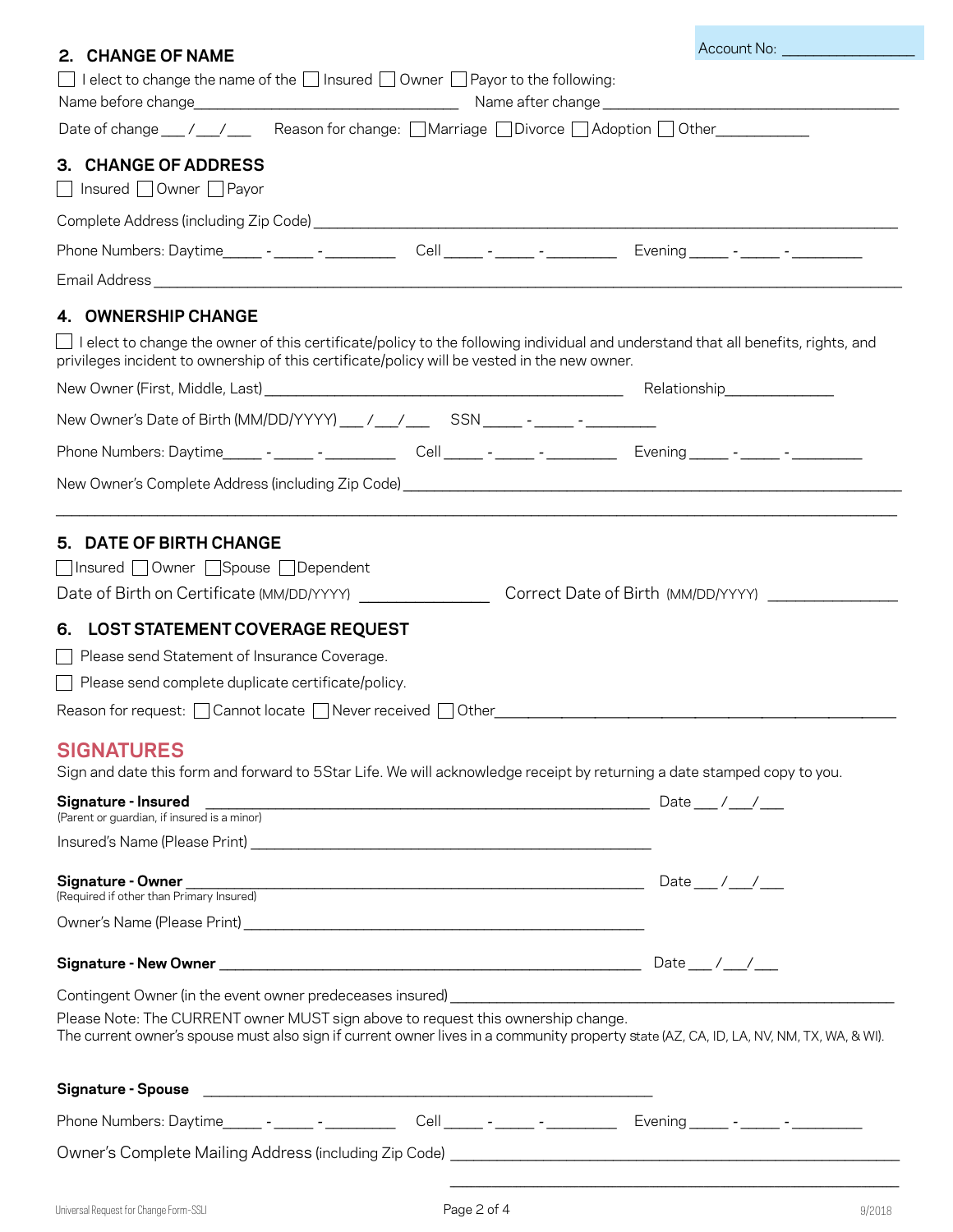Account No: ________________

## 2. CHANGE OF NAME

☐ I elect to change the name of the ☐ Insured ☐ Owner ☐ Payor to the following:

Name before change________________________________ Name after change ____________________________________

Date of change ___ /___/___ Reason for change: ☐ Marriage ☐ Divorce ☐ Adoption ☐ Other___________

## 3. CHANGE OF ADDRESS

☐ Insured ☐ Owner ☐ Payor

Complete Address (including Zip Code) ________________________________________________________________

Phone Numbers: Daytime_____ - _____ - _________ Cell _____ - _____ - _________ Evening _____ - _____ - _________

Email Address ______________________________________________________________________________

## 4. OWNERSHIP CHANGE

☐ I elect to change the owner of this certificate/policy to the following individual and understand that all benefits, rights, and privileges incident to ownership of this certificate/policy will be vested in the new owner.

New Owner (First, Middle, Last) ____________________________________________ Relationship_____________

New Owner's Date of Birth (MM/DD/YYYY) ___ /___/___ SSN _____ - _____ - _________

Phone Numbers: Daytime_____ - _____ - _________ Cell _____ - _____ - _________ Evening _____ - _____ - _________

New Owner's Complete Address (including Zip Code) ___________________________________________________

_________________________________________________________________________________________

## 5. DATE OF BIRTH CHANGE

☐ Insured ☐ Owner ☐ Spouse ☐ Dependent

Date of Birth on Certificate (MM/DD/YYYY) ______________ Correct Date of Birth (MM/DD/YYYY) ______________

## 6. LOST STATEMENT COVERAGE REQUEST

☐ Please send Statement of Insurance Coverage.

☐ Please send complete duplicate certificate/policy.

Reason for request: ☐ Cannot locate ☐ Never received ☐ Other_____________________________________________

## SIGNATURES

Sign and date this form and forward to 5Star Life. We will acknowledge receipt by returning a date stamped copy to you.

**Signature - Insured** _______________________________________________________ Date ___ /___/___
(Parent or guardian, if insured is a minor)

Insured's Name (Please Print) ________________________________________________

**Signature - Owner** _______________________________________________________ Date ___ /___/___
(Required if other than Primary Insured)

Owner's Name (Please Print) _________________________________________________

**Signature - New Owner** ___________________________________________________ Date ___ /___/___

Contingent Owner (in the event owner predeceases insured) ___________________________________________________

Please Note: The CURRENT owner MUST sign above to request this ownership change.
The current owner's spouse must also sign if current owner lives in a community property state (AZ, CA, ID, LA, NV, NM, TX, WA, & WI).

**Signature - Spouse** _______________________________________________________

Phone Numbers: Daytime_____ - _____ - _________ Cell _____ - _____ - _________ Evening _____ - _____ - _________

Owner's Complete Mailing Address (including Zip Code) ___________________________________________________

_________________________________________________

Universal Request for Change Form-SSLI 9/2018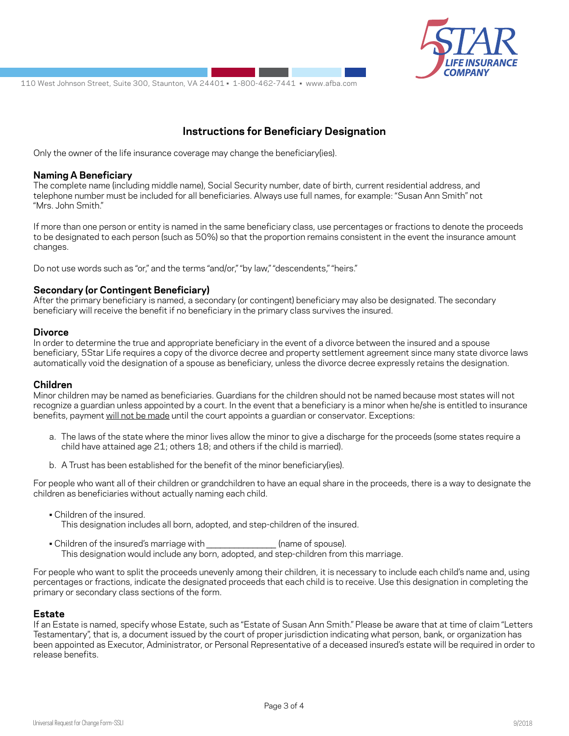110 West Johnson Street, Suite 300, Staunton, VA 24401 ▪ 1-800-462-7441 ▪ www.afba.com

## Instructions for Beneficiary Designation

Only the owner of the life insurance coverage may change the beneficiary(ies).

### Naming A Beneficiary

The complete name (including middle name), Social Security number, date of birth, current residential address, and telephone number must be included for all beneficiaries. Always use full names, for example: "Susan Ann Smith" not "Mrs. John Smith."

If more than one person or entity is named in the same beneficiary class, use percentages or fractions to denote the proceeds to be designated to each person (such as 50%) so that the proportion remains consistent in the event the insurance amount changes.

Do not use words such as "or," and the terms "and/or," "by law," "descendents," "heirs."

### Secondary (or Contingent Beneficiary)

After the primary beneficiary is named, a secondary (or contingent) beneficiary may also be designated. The secondary beneficiary will receive the benefit if no beneficiary in the primary class survives the insured.

### Divorce

In order to determine the true and appropriate beneficiary in the event of a divorce between the insured and a spouse beneficiary, 5Star Life requires a copy of the divorce decree and property settlement agreement since many state divorce laws automatically void the designation of a spouse as beneficiary, unless the divorce decree expressly retains the designation.

### Children

Minor children may be named as beneficiaries. Guardians for the children should not be named because most states will not recognize a guardian unless appointed by a court. In the event that a beneficiary is a minor when he/she is entitled to insurance benefits, payment <u>will not be made</u> until the court appoints a guardian or conservator. Exceptions:

a. The laws of the state where the minor lives allow the minor to give a discharge for the proceeds (some states require a child have attained age 21; others 18; and others if the child is married).

b. A Trust has been established for the benefit of the minor beneficiary(ies).

For people who want all of their children or grandchildren to have an equal share in the proceeds, there is a way to designate the children as beneficiaries without actually naming each child.

- Children of the insured.
  This designation includes all born, adopted, and step-children of the insured.
- Children of the insured's marriage with _______________ (name of spouse).
  This designation would include any born, adopted, and step-children from this marriage.

For people who want to split the proceeds unevenly among their children, it is necessary to include each child's name and, using percentages or fractions, indicate the designated proceeds that each child is to receive. Use this designation in completing the primary or secondary class sections of the form.

### Estate

If an Estate is named, specify whose Estate, such as "Estate of Susan Ann Smith." Please be aware that at time of claim "Letters Testamentary", that is, a document issued by the court of proper jurisdiction indicating what person, bank, or organization has been appointed as Executor, Administrator, or Personal Representative of a deceased insured's estate will be required in order to release benefits.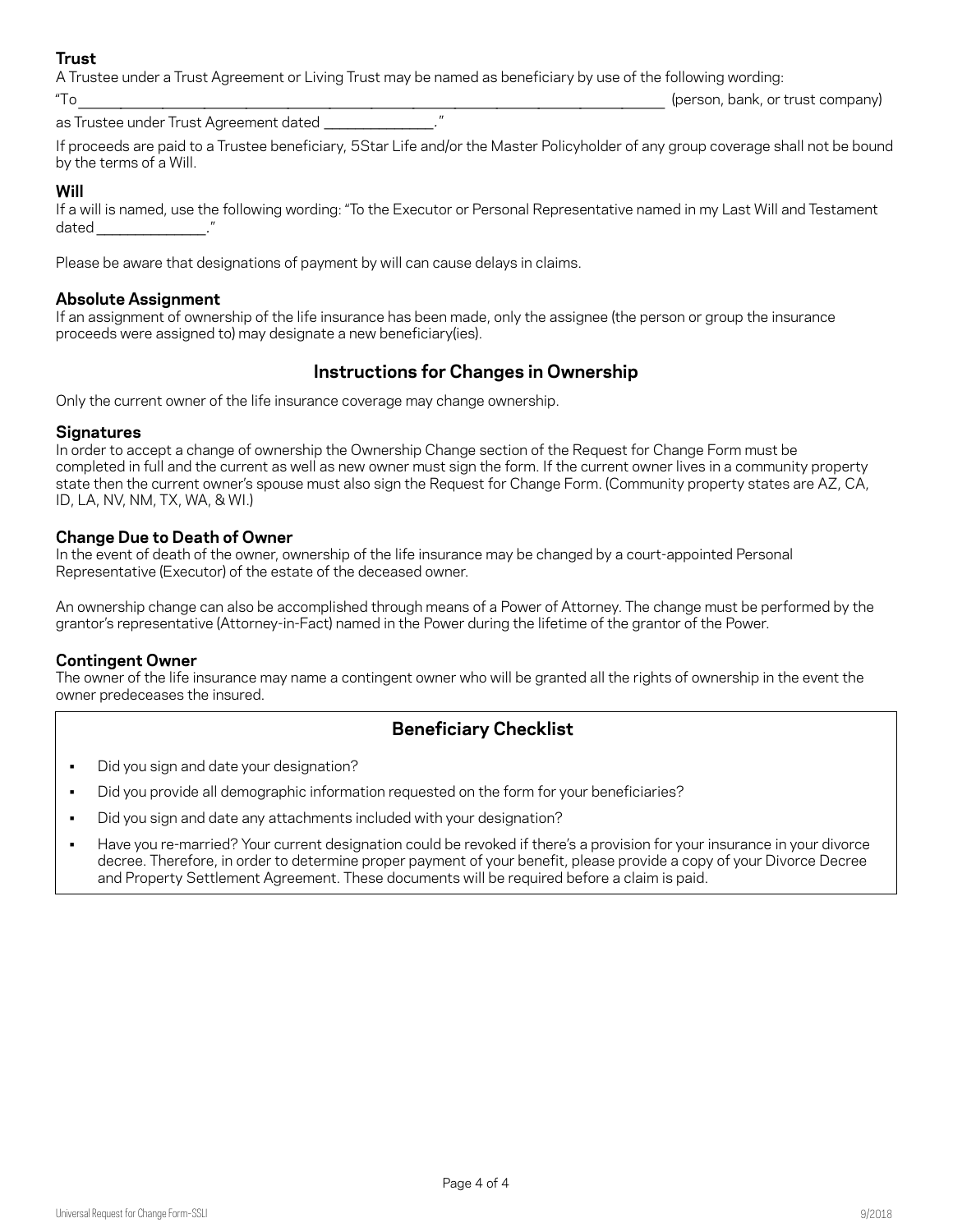### Trust

A Trustee under a Trust Agreement or Living Trust may be named as beneficiary by use of the following wording:

"To ________________________________________________ (person, bank, or trust company)

as Trustee under Trust Agreement dated ______________."

If proceeds are paid to a Trustee beneficiary, 5Star Life and/or the Master Policyholder of any group coverage shall not be bound by the terms of a Will.

### Will

If a will is named, use the following wording: "To the Executor or Personal Representative named in my Last Will and Testament dated ______________."

Please be aware that designations of payment by will can cause delays in claims.

### Absolute Assignment

If an assignment of ownership of the life insurance has been made, only the assignee (the person or group the insurance proceeds were assigned to) may designate a new beneficiary(ies).

## Instructions for Changes in Ownership

Only the current owner of the life insurance coverage may change ownership.

### Signatures

In order to accept a change of ownership the Ownership Change section of the Request for Change Form must be completed in full and the current as well as new owner must sign the form. If the current owner lives in a community property state then the current owner's spouse must also sign the Request for Change Form. (Community property states are AZ, CA, ID, LA, NV, NM, TX, WA, & WI.)

### Change Due to Death of Owner

In the event of death of the owner, ownership of the life insurance may be changed by a court-appointed Personal Representative (Executor) of the estate of the deceased owner.

An ownership change can also be accomplished through means of a Power of Attorney. The change must be performed by the grantor's representative (Attorney-in-Fact) named in the Power during the lifetime of the grantor of the Power.

### Contingent Owner

The owner of the life insurance may name a contingent owner who will be granted all the rights of ownership in the event the owner predeceases the insured.

## Beneficiary Checklist

- Did you sign and date your designation?
- Did you provide all demographic information requested on the form for your beneficiaries?
- Did you sign and date any attachments included with your designation?
- Have you re-married? Your current designation could be revoked if there's a provision for your insurance in your divorce decree. Therefore, in order to determine proper payment of your benefit, please provide a copy of your Divorce Decree and Property Settlement Agreement. These documents will be required before a claim is paid.